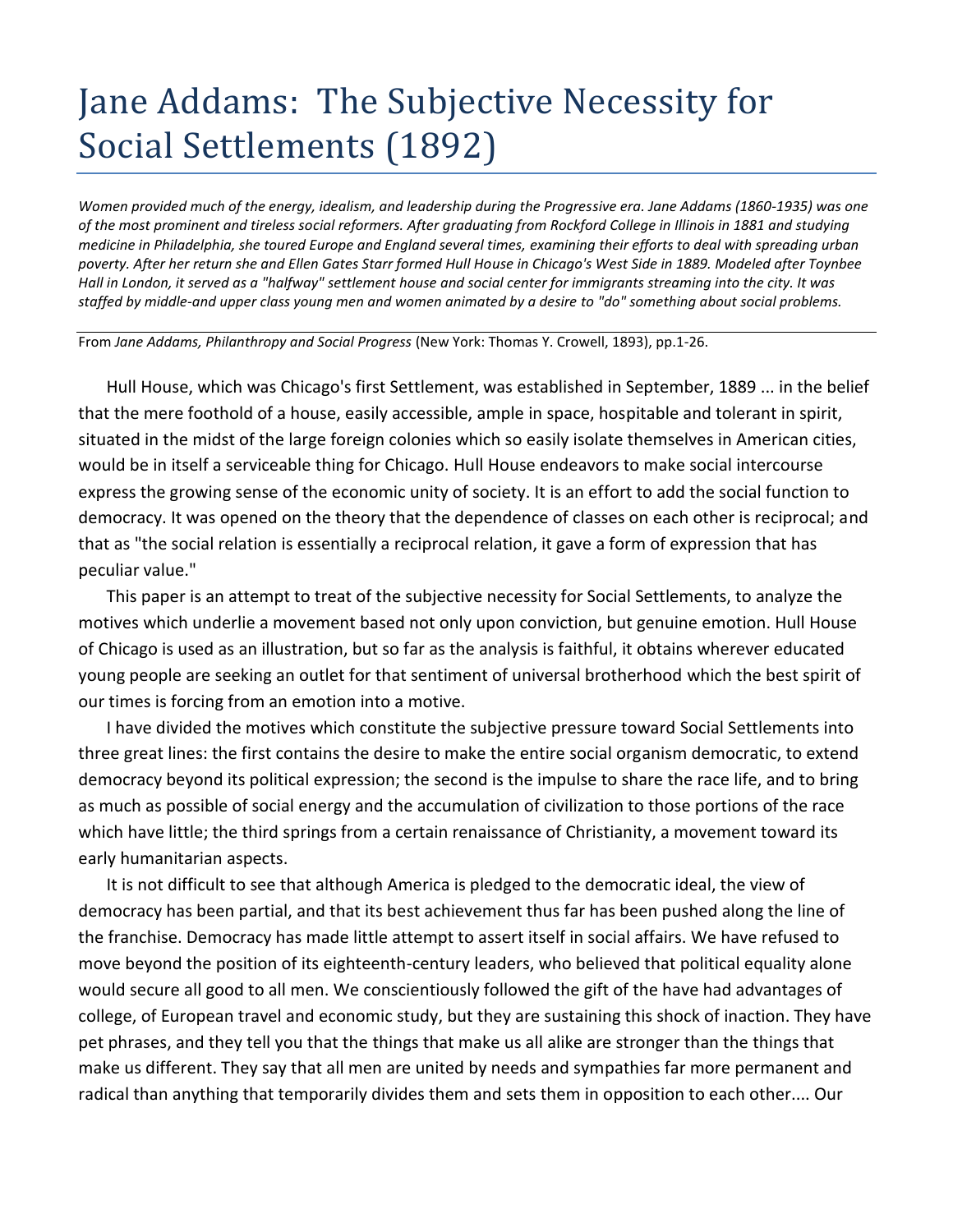# Jane Addams: The Subjective Necessity for Social Settlements (1892)

*Women provided much of the energy, idealism, and leadership during the Progressive era. Jane Addams (1860-1935) was one of the most prominent and tireless social reformers. After graduating from Rockford College in Illinois in 1881 and studying medicine in Philadelphia, she toured Europe and England several times, examining their efforts to deal with spreading urban poverty. After her return she and Ellen Gates Starr formed Hull House in Chicago's West Side in 1889. Modeled after Toynbee Hall in London, it served as a "halfway" settlement house and social center for immigrants streaming into the city. It was staffed by middle-and upper class young men and women animated by a desire to "do" something about social problems.*

---

From *Jane Addams, Philanthropy and Social Progress* (New York: Thomas Y. Crowell, 1893), pp.1-26.

Hull House, which was Chicago's first Settlement, was established in September, 1889 ... in the belief that the mere foothold of a house, easily accessible, ample in space, hospitable and tolerant in spirit, situated in the midst of the large foreign colonies which so easily isolate themselves in American cities, would be in itself a serviceable thing for Chicago. Hull House endeavors to make social intercourse express the growing sense of the economic unity of society. It is an effort to add the social function to democracy. It was opened on the theory that the dependence of classes on each other is reciprocal; and that as "the social relation is essentially a reciprocal relation, it gave a form of expression that has peculiar value."

This paper is an attempt to treat of the subjective necessity for Social Settlements, to analyze the motives which underlie a movement based not only upon conviction, but genuine emotion. Hull House of Chicago is used as an illustration, but so far as the analysis is faithful, it obtains wherever educated young people are seeking an outlet for that sentiment of universal brotherhood which the best spirit of our times is forcing from an emotion into a motive.

I have divided the motives which constitute the subjective pressure toward Social Settlements into three great lines: the first contains the desire to make the entire social organism democratic, to extend democracy beyond its political expression; the second is the impulse to share the race life, and to bring as much as possible of social energy and the accumulation of civilization to those portions of the race which have little; the third springs from a certain renaissance of Christianity, a movement toward its early humanitarian aspects.

It is not difficult to see that although America is pledged to the democratic ideal, the view of democracy has been partial, and that its best achievement thus far has been pushed along the line of the franchise. Democracy has made little attempt to assert itself in social affairs. We have refused to move beyond the position of its eighteenth-century leaders, who believed that political equality alone would secure all good to all men. We conscientiously followed the gift of the have had advantages of college, of European travel and economic study, but they are sustaining this shock of inaction. They have pet phrases, and they tell you that the things that make us all alike are stronger than the things that make us different. They say that all men are united by needs and sympathies far more permanent and radical than anything that temporarily divides them and sets them in opposition to each other.... Our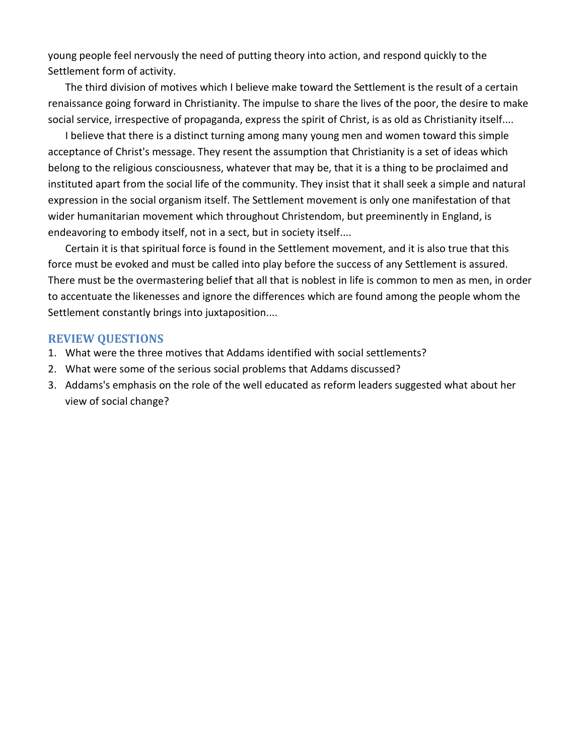young people feel nervously the need of putting theory into action, and respond quickly to the Settlement form of activity.

The third division of motives which I believe make toward the Settlement is the result of a certain renaissance going forward in Christianity. The impulse to share the lives of the poor, the desire to make social service, irrespective of propaganda, express the spirit of Christ, is as old as Christianity itself....

I believe that there is a distinct turning among many young men and women toward this simple acceptance of Christ's message. They resent the assumption that Christianity is a set of ideas which belong to the religious consciousness, whatever that may be, that it is a thing to be proclaimed and instituted apart from the social life of the community. They insist that it shall seek a simple and natural expression in the social organism itself. The Settlement movement is only one manifestation of that wider humanitarian movement which throughout Christendom, but preeminently in England, is endeavoring to embody itself, not in a sect, but in society itself....

Certain it is that spiritual force is found in the Settlement movement, and it is also true that this force must be evoked and must be called into play before the success of any Settlement is assured. There must be the overmastering belief that all that is noblest in life is common to men as men, in order to accentuate the likenesses and ignore the differences which are found among the people whom the Settlement constantly brings into juxtaposition....

## REVIEW QUESTIONS

1. What were the three motives that Addams identified with social settlements?
2. What were some of the serious social problems that Addams discussed?
3. Addams's emphasis on the role of the well educated as reform leaders suggested what about her view of social change?